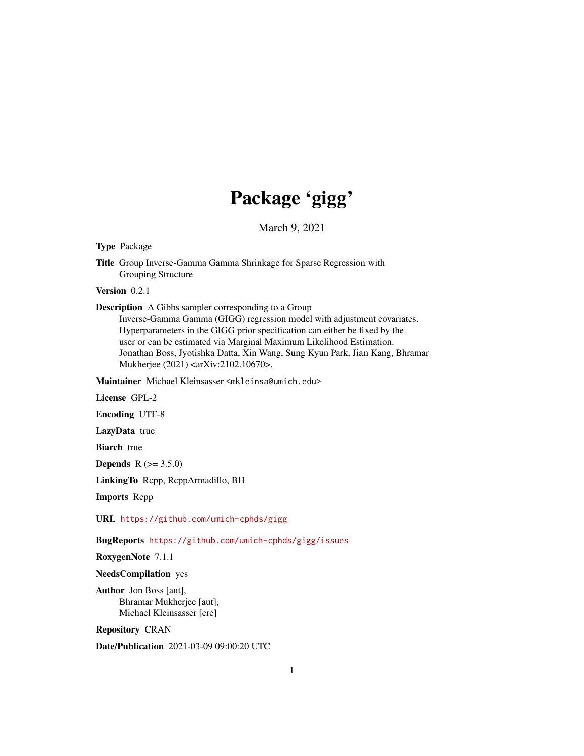# Package 'gigg'

March 9, 2021

**Type** Package

**Title** Group Inverse-Gamma Gamma Shrinkage for Sparse Regression with Grouping Structure

**Version** 0.2.1

**Description** A Gibbs sampler corresponding to a Group Inverse-Gamma Gamma (GIGG) regression model with adjustment covariates. Hyperparameters in the GIGG prior specification can either be fixed by the user or can be estimated via Marginal Maximum Likelihood Estimation. Jonathan Boss, Jyotishka Datta, Xin Wang, Sung Kyun Park, Jian Kang, Bhramar Mukherjee (2021) <arXiv:2102.10670>.

**Maintainer** Michael Kleinsasser <mkleinsa@umich.edu>

**License** GPL-2

**Encoding** UTF-8

**LazyData** true

**Biarch** true

**Depends** R (>= 3.5.0)

**LinkingTo** Rcpp, RcppArmadillo, BH

**Imports** Rcpp

**URL** https://github.com/umich-cphds/gigg

**BugReports** https://github.com/umich-cphds/gigg/issues

**RoxygenNote** 7.1.1

**NeedsCompilation** yes

**Author** Jon Boss [aut],
Bhramar Mukherjee [aut],
Michael Kleinsasser [cre]

**Repository** CRAN

**Date/Publication** 2021-03-09 09:00:20 UTC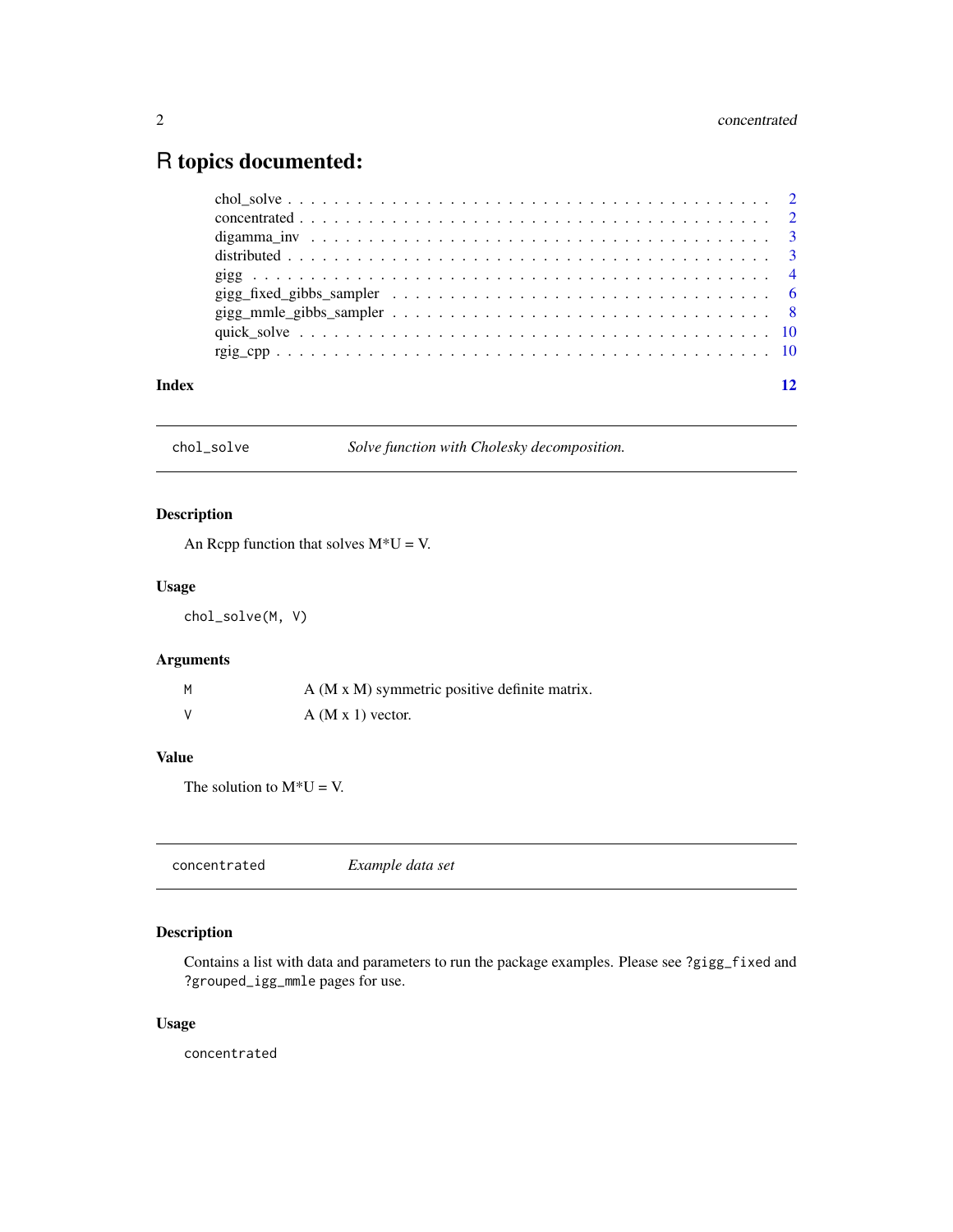# R topics documented:

| | |
|---|---|
| chol_solve | 2 |
| concentrated | 2 |
| digamma_inv | 3 |
| distributed | 3 |
| gigg | 4 |
| gigg_fixed_gibbs_sampler | 6 |
| gigg_mmle_gibbs_sampler | 8 |
| quick_solve | 10 |
| rgig_cpp | 10 |

**Index** 12

---

## chol_solve — *Solve function with Cholesky decomposition.*

### Description

An Rcpp function that solves M*U = V.

### Usage

```
chol_solve(M, V)
```

### Arguments

| | |
|---|---|
| M | A (M x M) symmetric positive definite matrix. |
| V | A (M x 1) vector. |

### Value

The solution to M*U = V.

---

## concentrated — *Example data set*

### Description

Contains a list with data and parameters to run the package examples. Please see ?gigg_fixed and ?grouped_igg_mmle pages for use.

### Usage

```
concentrated
```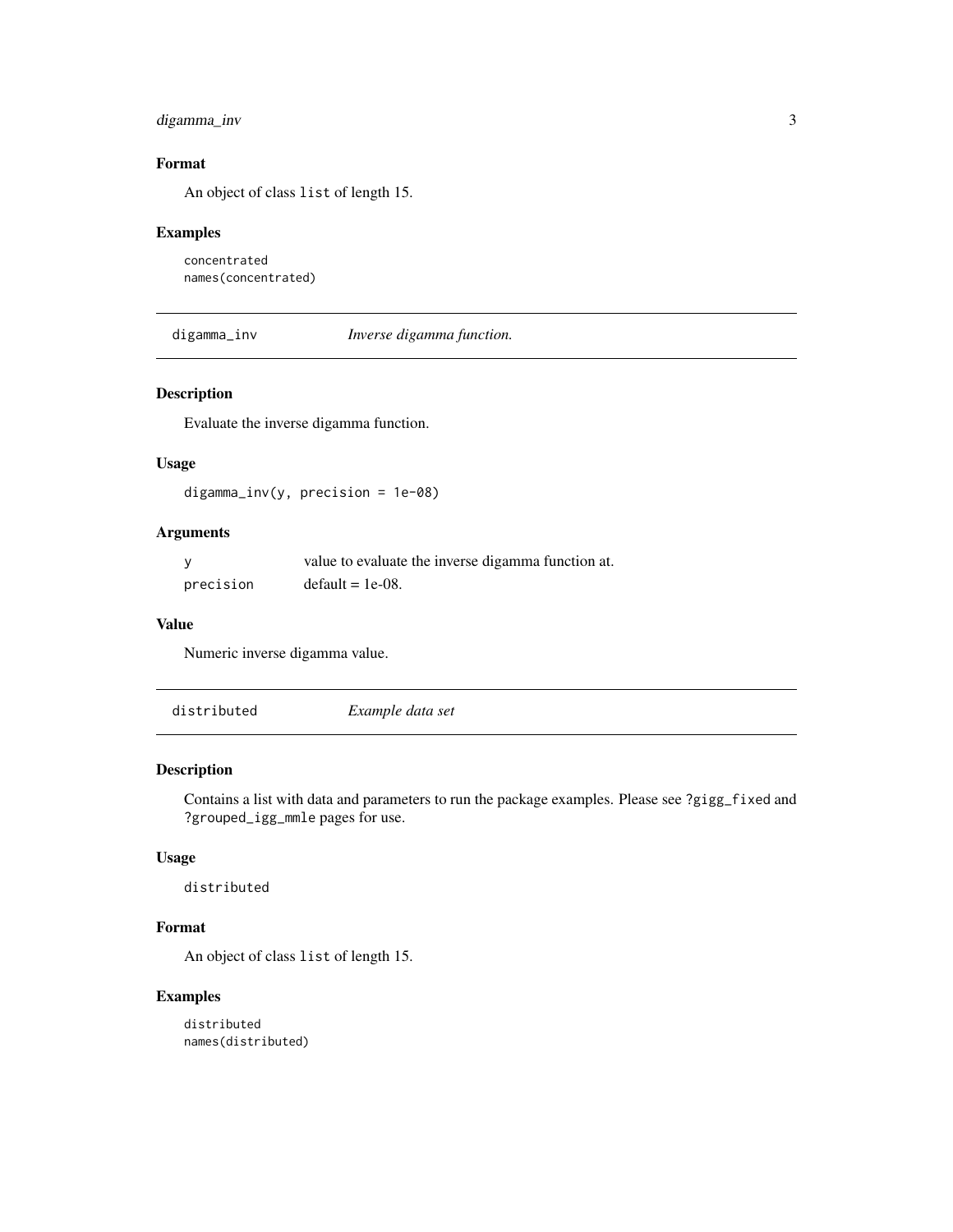### Format

An object of class `list` of length 15.

### Examples

```
concentrated
names(concentrated)
```

## digamma_inv — *Inverse digamma function.*

### Description

Evaluate the inverse digamma function.

### Usage

```
digamma_inv(y, precision = 1e-08)
```

### Arguments

| | |
|---|---|
| `y` | value to evaluate the inverse digamma function at. |
| `precision` | default = 1e-08. |

### Value

Numeric inverse digamma value.

## distributed — *Example data set*

### Description

Contains a list with data and parameters to run the package examples. Please see `?gigg_fixed` and `?grouped_igg_mmle` pages for use.

### Usage

```
distributed
```

### Format

An object of class `list` of length 15.

### Examples

```
distributed
names(distributed)
```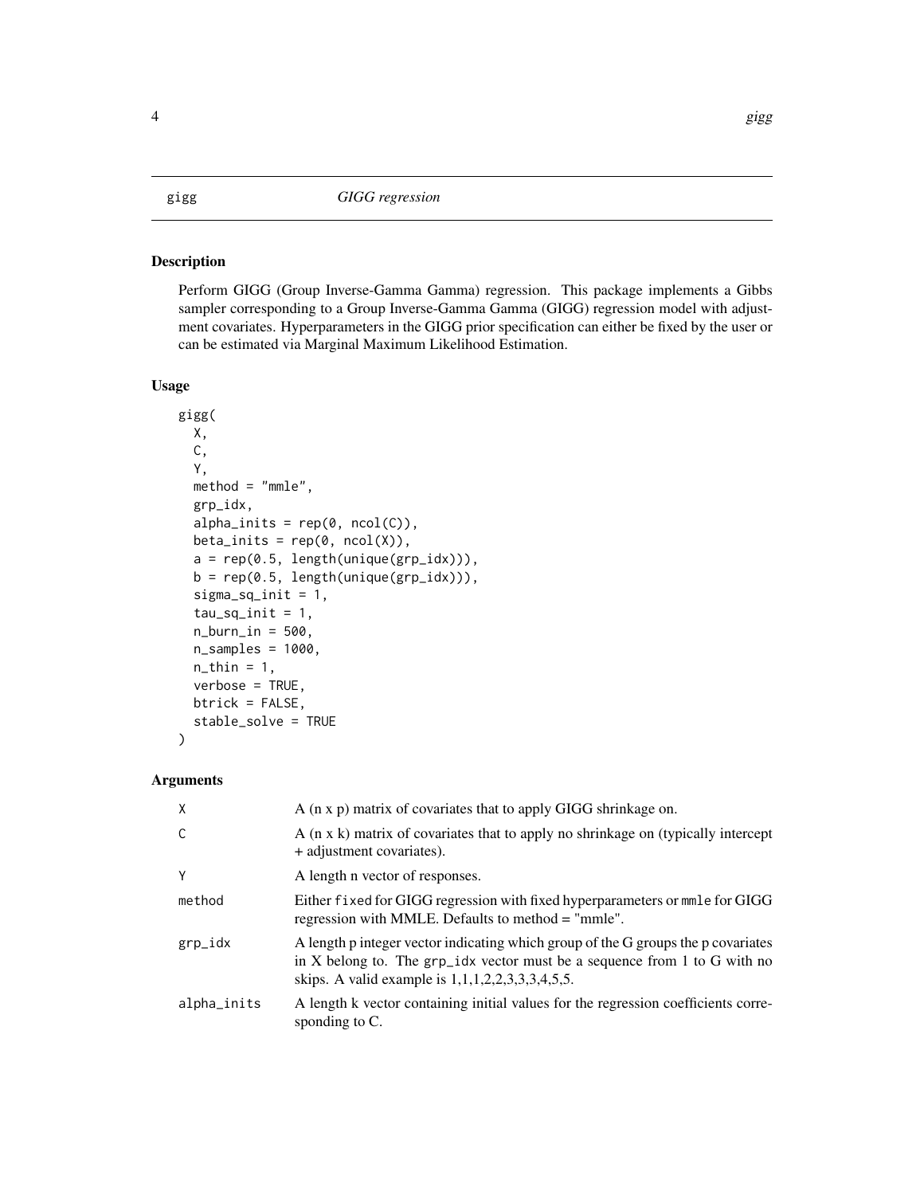gigg *GIGG regression*

## Description

Perform GIGG (Group Inverse-Gamma Gamma) regression. This package implements a Gibbs sampler corresponding to a Group Inverse-Gamma Gamma (GIGG) regression model with adjustment covariates. Hyperparameters in the GIGG prior specification can either be fixed by the user or can be estimated via Marginal Maximum Likelihood Estimation.

## Usage

```
gigg(
  X,
  C,
  Y,
  method = "mmle",
  grp_idx,
  alpha_inits = rep(0, ncol(C)),
  beta_inits = rep(0, ncol(X)),
  a = rep(0.5, length(unique(grp_idx))),
  b = rep(0.5, length(unique(grp_idx))),
  sigma_sq_init = 1,
  tau_sq_init = 1,
  n_burn_in = 500,
  n_samples = 1000,
  n_thin = 1,
  verbose = TRUE,
  btrick = FALSE,
  stable_solve = TRUE
)
```

## Arguments

| | |
|---|---|
| X | A (n x p) matrix of covariates that to apply GIGG shrinkage on. |
| C | A (n x k) matrix of covariates that to apply no shrinkage on (typically intercept + adjustment covariates). |
| Y | A length n vector of responses. |
| method | Either `fixed` for GIGG regression with fixed hyperparameters or `mmle` for GIGG regression with MMLE. Defaults to method = "mmle". |
| grp_idx | A length p integer vector indicating which group of the G groups the p covariates in X belong to. The `grp_idx` vector must be a sequence from 1 to G with no skips. A valid example is 1,1,1,2,2,3,3,3,4,5,5. |
| alpha_inits | A length k vector containing initial values for the regression coefficients corresponding to C. |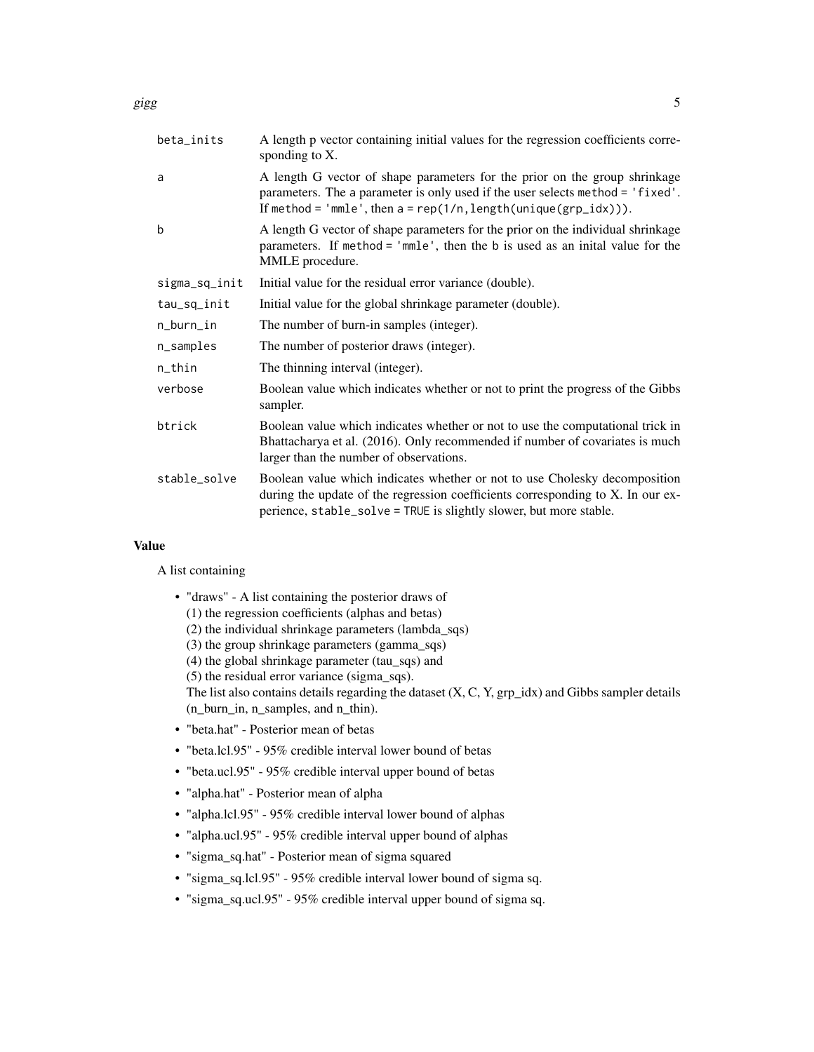| | |
|---|---|
| `beta_inits` | A length p vector containing initial values for the regression coefficients corresponding to X. |
| `a` | A length G vector of shape parameters for the prior on the group shrinkage parameters. The `a` parameter is only used if the user selects `method = 'fixed'`. If `method = 'mmle'`, then `a = rep(1/n,length(unique(grp_idx)))`. |
| `b` | A length G vector of shape parameters for the prior on the individual shrinkage parameters. If `method = 'mmle'`, then the `b` is used as an inital value for the MMLE procedure. |
| `sigma_sq_init` | Initial value for the residual error variance (double). |
| `tau_sq_init` | Initial value for the global shrinkage parameter (double). |
| `n_burn_in` | The number of burn-in samples (integer). |
| `n_samples` | The number of posterior draws (integer). |
| `n_thin` | The thinning interval (integer). |
| `verbose` | Boolean value which indicates whether or not to print the progress of the Gibbs sampler. |
| `btrick` | Boolean value which indicates whether or not to use the computational trick in Bhattacharya et al. (2016). Only recommended if number of covariates is much larger than the number of observations. |
| `stable_solve` | Boolean value which indicates whether or not to use Cholesky decomposition during the update of the regression coefficients corresponding to X. In our experience, `stable_solve = TRUE` is slightly slower, but more stable. |

## Value

A list containing

- "draws" - A list containing the posterior draws of
  (1) the regression coefficients (alphas and betas)
  (2) the individual shrinkage parameters (lambda_sqs)
  (3) the group shrinkage parameters (gamma_sqs)
  (4) the global shrinkage parameter (tau_sqs) and
  (5) the residual error variance (sigma_sqs).
  The list also contains details regarding the dataset (X, C, Y, grp_idx) and Gibbs sampler details (n_burn_in, n_samples, and n_thin).
- "beta.hat" - Posterior mean of betas
- "beta.lcl.95" - 95% credible interval lower bound of betas
- "beta.ucl.95" - 95% credible interval upper bound of betas
- "alpha.hat" - Posterior mean of alpha
- "alpha.lcl.95" - 95% credible interval lower bound of alphas
- "alpha.ucl.95" - 95% credible interval upper bound of alphas
- "sigma_sq.hat" - Posterior mean of sigma squared
- "sigma_sq.lcl.95" - 95% credible interval lower bound of sigma sq.
- "sigma_sq.ucl.95" - 95% credible interval upper bound of sigma sq.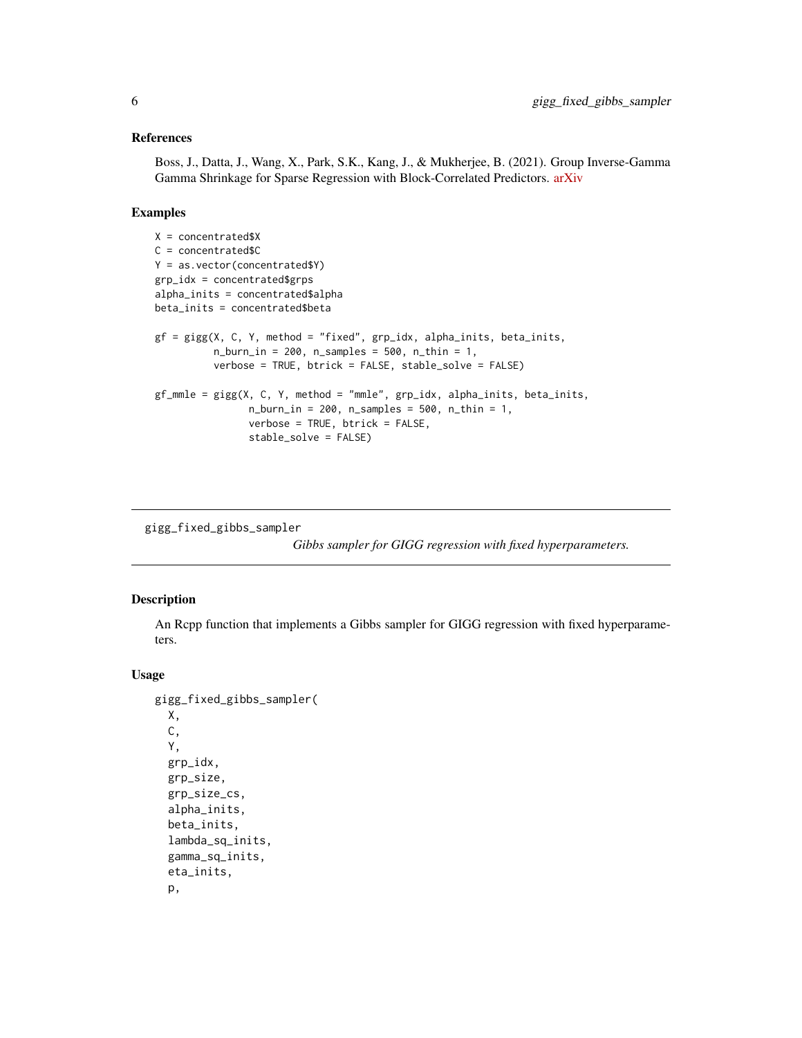### References

Boss, J., Datta, J., Wang, X., Park, S.K., Kang, J., & Mukherjee, B. (2021). Group Inverse-Gamma Gamma Shrinkage for Sparse Regression with Block-Correlated Predictors. arXiv

### Examples

```
X = concentrated$X
C = concentrated$C
Y = as.vector(concentrated$Y)
grp_idx = concentrated$grps
alpha_inits = concentrated$alpha
beta_inits = concentrated$beta

gf = gigg(X, C, Y, method = "fixed", grp_idx, alpha_inits, beta_inits,
          n_burn_in = 200, n_samples = 500, n_thin = 1,
          verbose = TRUE, btrick = FALSE, stable_solve = FALSE)

gf_mmle = gigg(X, C, Y, method = "mmle", grp_idx, alpha_inits, beta_inits,
               n_burn_in = 200, n_samples = 500, n_thin = 1,
               verbose = TRUE, btrick = FALSE,
               stable_solve = FALSE)
```

---

## gigg_fixed_gibbs_sampler

*Gibbs sampler for GIGG regression with fixed hyperparameters.*

### Description

An Rcpp function that implements a Gibbs sampler for GIGG regression with fixed hyperparameters.

### Usage

```
gigg_fixed_gibbs_sampler(
  X,
  C,
  Y,
  grp_idx,
  grp_size,
  grp_size_cs,
  alpha_inits,
  beta_inits,
  lambda_sq_inits,
  gamma_sq_inits,
  eta_inits,
  p,
```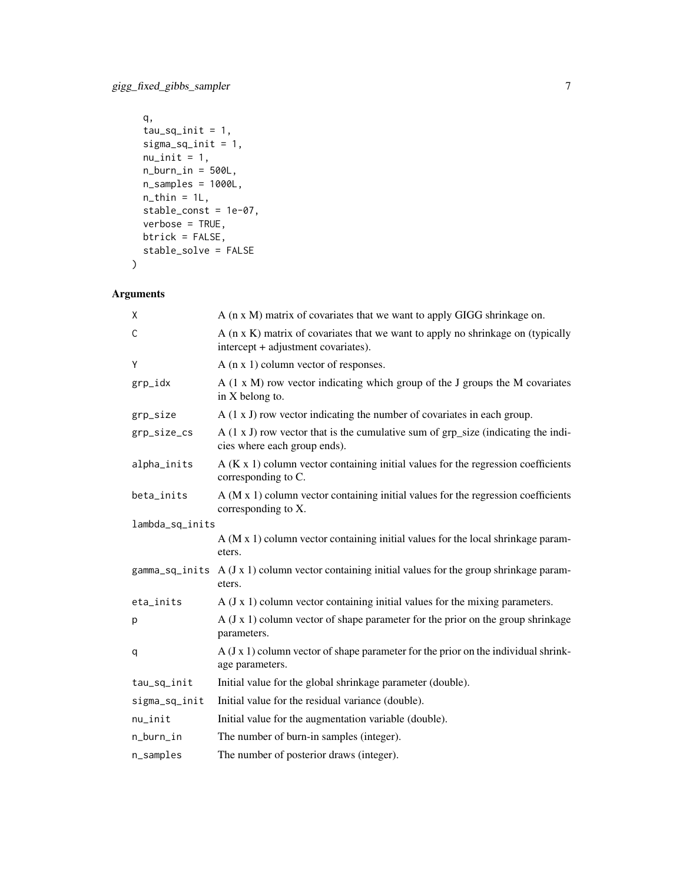```
  q,
  tau_sq_init = 1,
  sigma_sq_init = 1,
  nu_init = 1,
  n_burn_in = 500L,
  n_samples = 1000L,
  n_thin = 1L,
  stable_const = 1e-07,
  verbose = TRUE,
  btrick = FALSE,
  stable_solve = FALSE
)
```

## Arguments

| | |
|---|---|
| X | A (n x M) matrix of covariates that we want to apply GIGG shrinkage on. |
| C | A (n x K) matrix of covariates that we want to apply no shrinkage on (typically intercept + adjustment covariates). |
| Y | A (n x 1) column vector of responses. |
| grp_idx | A (1 x M) row vector indicating which group of the J groups the M covariates in X belong to. |
| grp_size | A (1 x J) row vector indicating the number of covariates in each group. |
| grp_size_cs | A (1 x J) row vector that is the cumulative sum of grp_size (indicating the indicies where each group ends). |
| alpha_inits | A (K x 1) column vector containing initial values for the regression coefficients corresponding to C. |
| beta_inits | A (M x 1) column vector containing initial values for the regression coefficients corresponding to X. |
| lambda_sq_inits | A (M x 1) column vector containing initial values for the local shrinkage parameters. |
| gamma_sq_inits | A (J x 1) column vector containing initial values for the group shrinkage parameters. |
| eta_inits | A (J x 1) column vector containing initial values for the mixing parameters. |
| p | A (J x 1) column vector of shape parameter for the prior on the group shrinkage parameters. |
| q | A (J x 1) column vector of shape parameter for the prior on the individual shrinkage parameters. |
| tau_sq_init | Initial value for the global shrinkage parameter (double). |
| sigma_sq_init | Initial value for the residual variance (double). |
| nu_init | Initial value for the augmentation variable (double). |
| n_burn_in | The number of burn-in samples (integer). |
| n_samples | The number of posterior draws (integer). |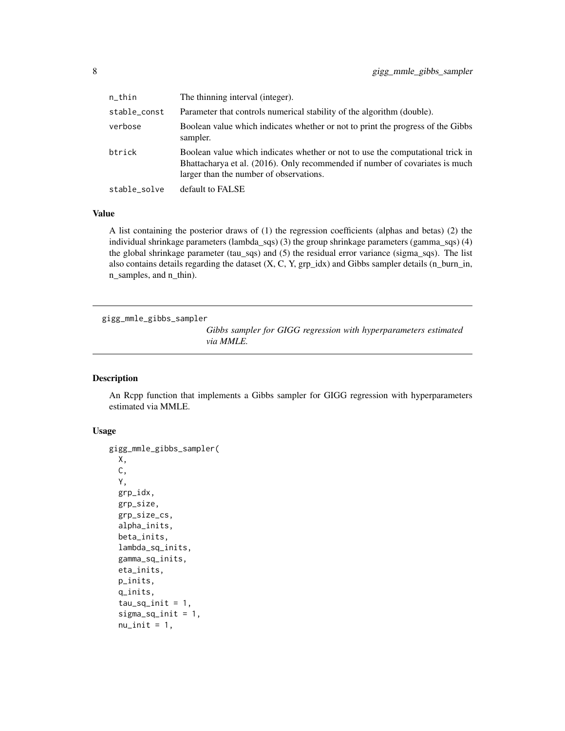| | |
|---|---|
| n_thin | The thinning interval (integer). |
| stable_const | Parameter that controls numerical stability of the algorithm (double). |
| verbose | Boolean value which indicates whether or not to print the progress of the Gibbs sampler. |
| btrick | Boolean value which indicates whether or not to use the computational trick in Bhattacharya et al. (2016). Only recommended if number of covariates is much larger than the number of observations. |
| stable_solve | default to FALSE |

### Value

A list containing the posterior draws of (1) the regression coefficients (alphas and betas) (2) the individual shrinkage parameters (lambda_sqs) (3) the group shrinkage parameters (gamma_sqs) (4) the global shrinkage parameter (tau_sqs) and (5) the residual error variance (sigma_sqs). The list also contains details regarding the dataset (X, C, Y, grp_idx) and Gibbs sampler details (n_burn_in, n_samples, and n_thin).

---

## gigg_mmle_gibbs_sampler

*Gibbs sampler for GIGG regression with hyperparameters estimated via MMLE.*

### Description

An Rcpp function that implements a Gibbs sampler for GIGG regression with hyperparameters estimated via MMLE.

### Usage

```
gigg_mmle_gibbs_sampler(
  X,
  C,
  Y,
  grp_idx,
  grp_size,
  grp_size_cs,
  alpha_inits,
  beta_inits,
  lambda_sq_inits,
  gamma_sq_inits,
  eta_inits,
  p_inits,
  q_inits,
  tau_sq_init = 1,
  sigma_sq_init = 1,
  nu_init = 1,
```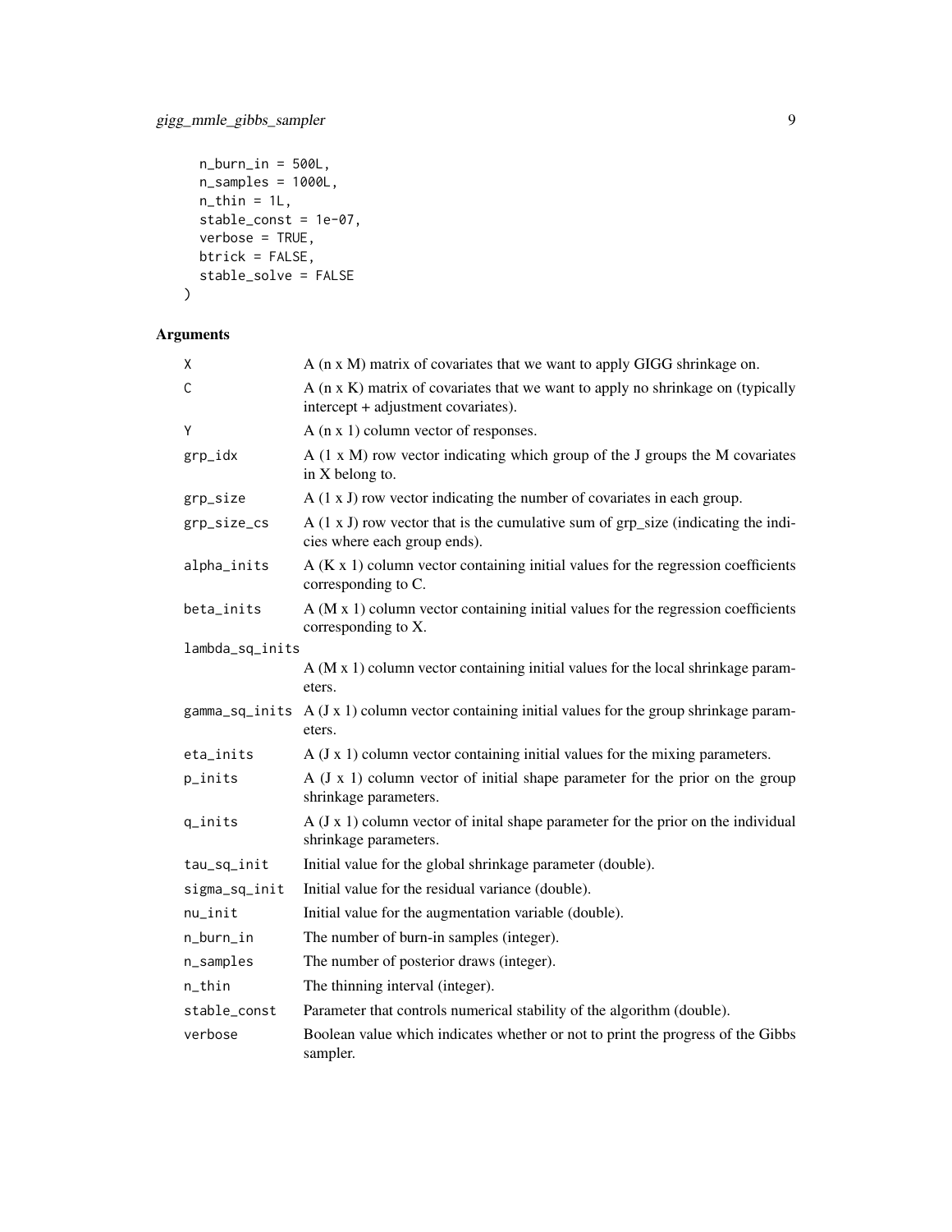```
  n_burn_in = 500L,
  n_samples = 1000L,
  n_thin = 1L,
  stable_const = 1e-07,
  verbose = TRUE,
  btrick = FALSE,
  stable_solve = FALSE
)
```

## Arguments

| Argument | Description |
|---|---|
| X | A (n x M) matrix of covariates that we want to apply GIGG shrinkage on. |
| C | A (n x K) matrix of covariates that we want to apply no shrinkage on (typically intercept + adjustment covariates). |
| Y | A (n x 1) column vector of responses. |
| grp_idx | A (1 x M) row vector indicating which group of the J groups the M covariates in X belong to. |
| grp_size | A (1 x J) row vector indicating the number of covariates in each group. |
| grp_size_cs | A (1 x J) row vector that is the cumulative sum of grp_size (indicating the indicies where each group ends). |
| alpha_inits | A (K x 1) column vector containing initial values for the regression coefficients corresponding to C. |
| beta_inits | A (M x 1) column vector containing initial values for the regression coefficients corresponding to X. |
| lambda_sq_inits | A (M x 1) column vector containing initial values for the local shrinkage parameters. |
| gamma_sq_inits | A (J x 1) column vector containing initial values for the group shrinkage parameters. |
| eta_inits | A (J x 1) column vector containing initial values for the mixing parameters. |
| p_inits | A (J x 1) column vector of initial shape parameter for the prior on the group shrinkage parameters. |
| q_inits | A (J x 1) column vector of inital shape parameter for the prior on the individual shrinkage parameters. |
| tau_sq_init | Initial value for the global shrinkage parameter (double). |
| sigma_sq_init | Initial value for the residual variance (double). |
| nu_init | Initial value for the augmentation variable (double). |
| n_burn_in | The number of burn-in samples (integer). |
| n_samples | The number of posterior draws (integer). |
| n_thin | The thinning interval (integer). |
| stable_const | Parameter that controls numerical stability of the algorithm (double). |
| verbose | Boolean value which indicates whether or not to print the progress of the Gibbs sampler. |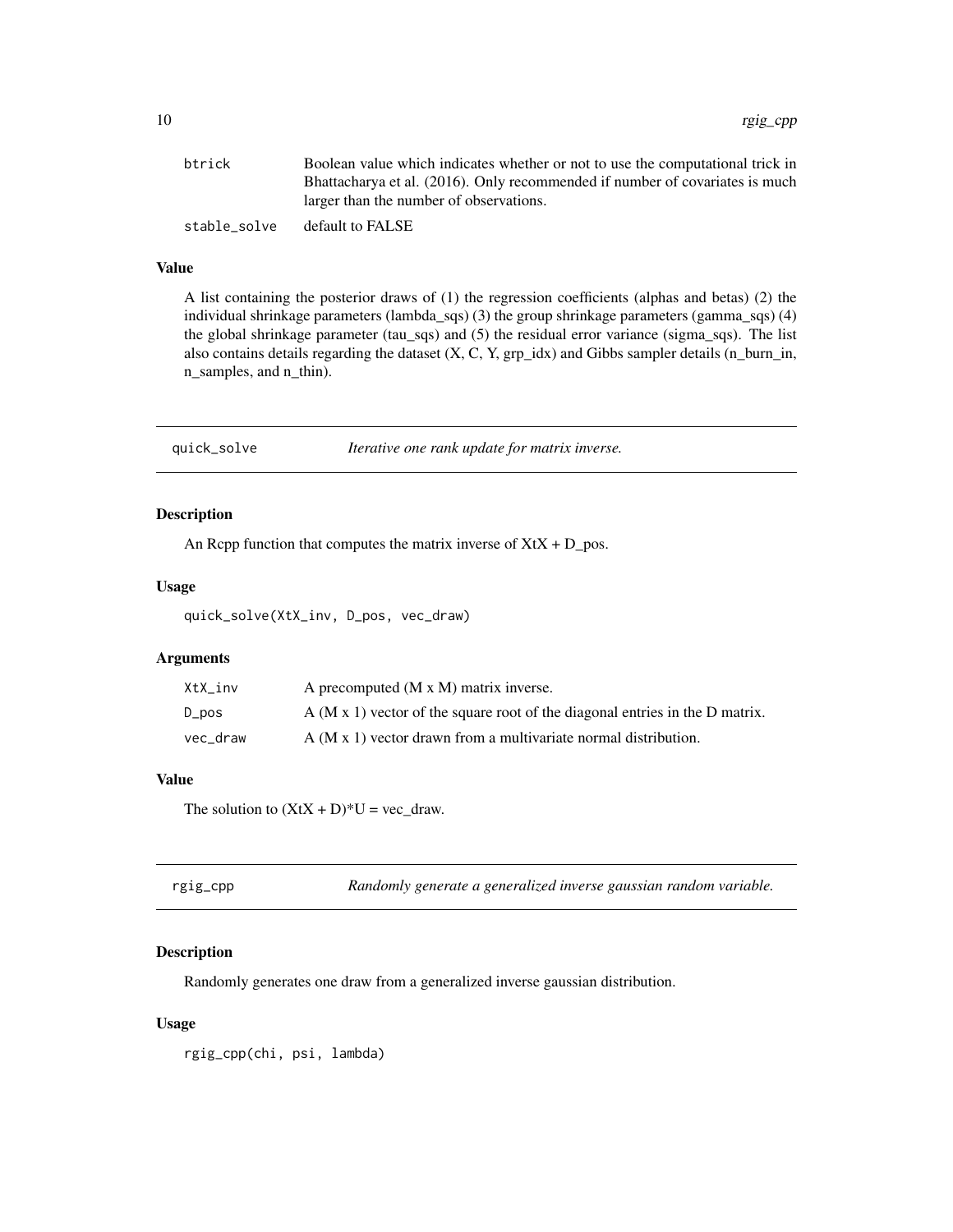| | |
|---|---|
| btrick | Boolean value which indicates whether or not to use the computational trick in Bhattacharya et al. (2016). Only recommended if number of covariates is much larger than the number of observations. |
| stable_solve | default to FALSE |

### Value

A list containing the posterior draws of (1) the regression coefficients (alphas and betas) (2) the individual shrinkage parameters (lambda_sqs) (3) the group shrinkage parameters (gamma_sqs) (4) the global shrinkage parameter (tau_sqs) and (5) the residual error variance (sigma_sqs). The list also contains details regarding the dataset (X, C, Y, grp_idx) and Gibbs sampler details (n_burn_in, n_samples, and n_thin).

---

## quick_solve — *Iterative one rank update for matrix inverse.*

### Description

An Rcpp function that computes the matrix inverse of XtX + D_pos.

### Usage

```
quick_solve(XtX_inv, D_pos, vec_draw)
```

### Arguments

| | |
|---|---|
| XtX_inv | A precomputed (M x M) matrix inverse. |
| D_pos | A (M x 1) vector of the square root of the diagonal entries in the D matrix. |
| vec_draw | A (M x 1) vector drawn from a multivariate normal distribution. |

### Value

The solution to (XtX + D)*U = vec_draw.

---

## rgig_cpp — *Randomly generate a generalized inverse gaussian random variable.*

### Description

Randomly generates one draw from a generalized inverse gaussian distribution.

### Usage

```
rgig_cpp(chi, psi, lambda)
```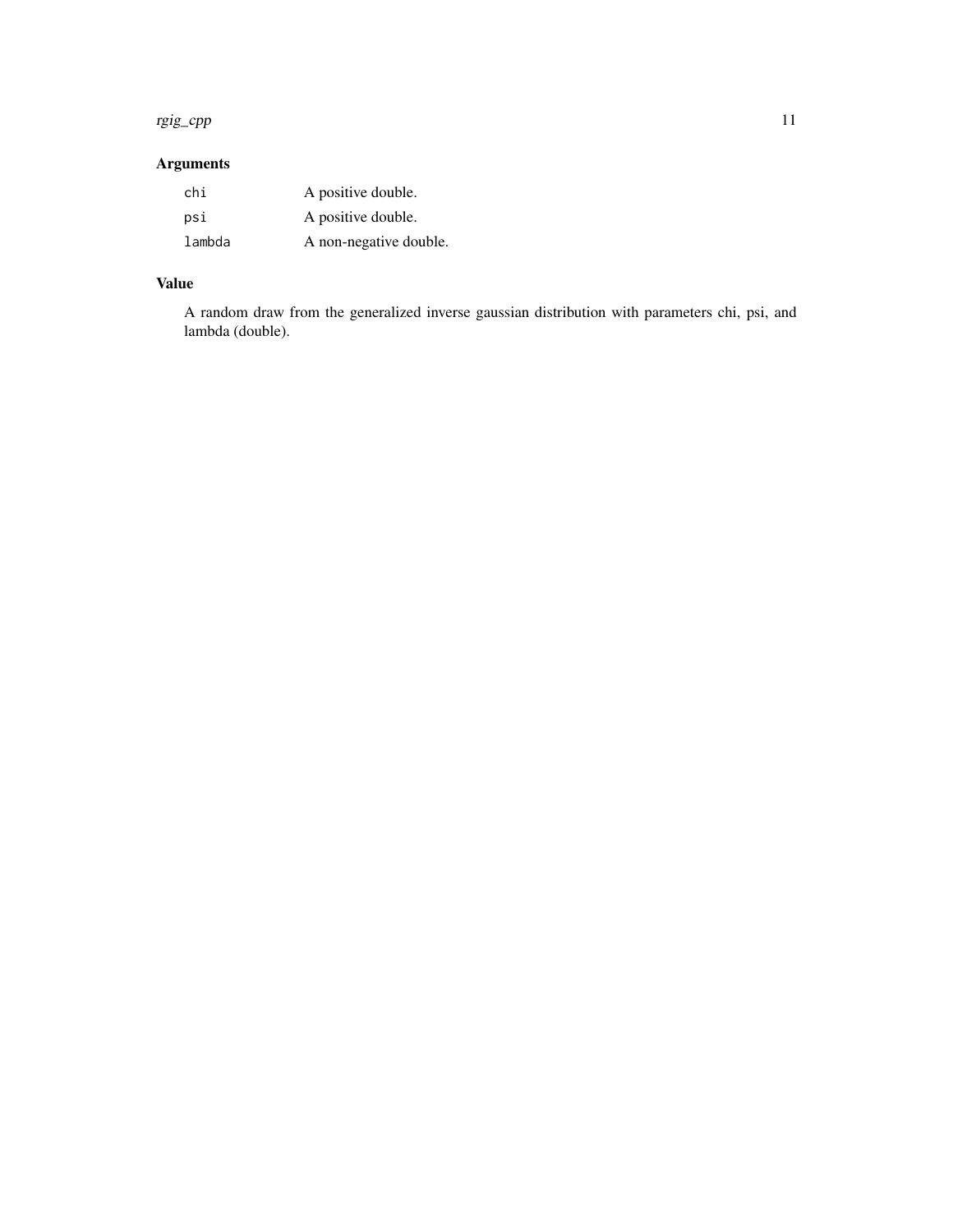## Arguments

| | |
|---|---|
| `chi` | A positive double. |
| `psi` | A positive double. |
| `lambda` | A non-negative double. |

## Value

A random draw from the generalized inverse gaussian distribution with parameters chi, psi, and lambda (double).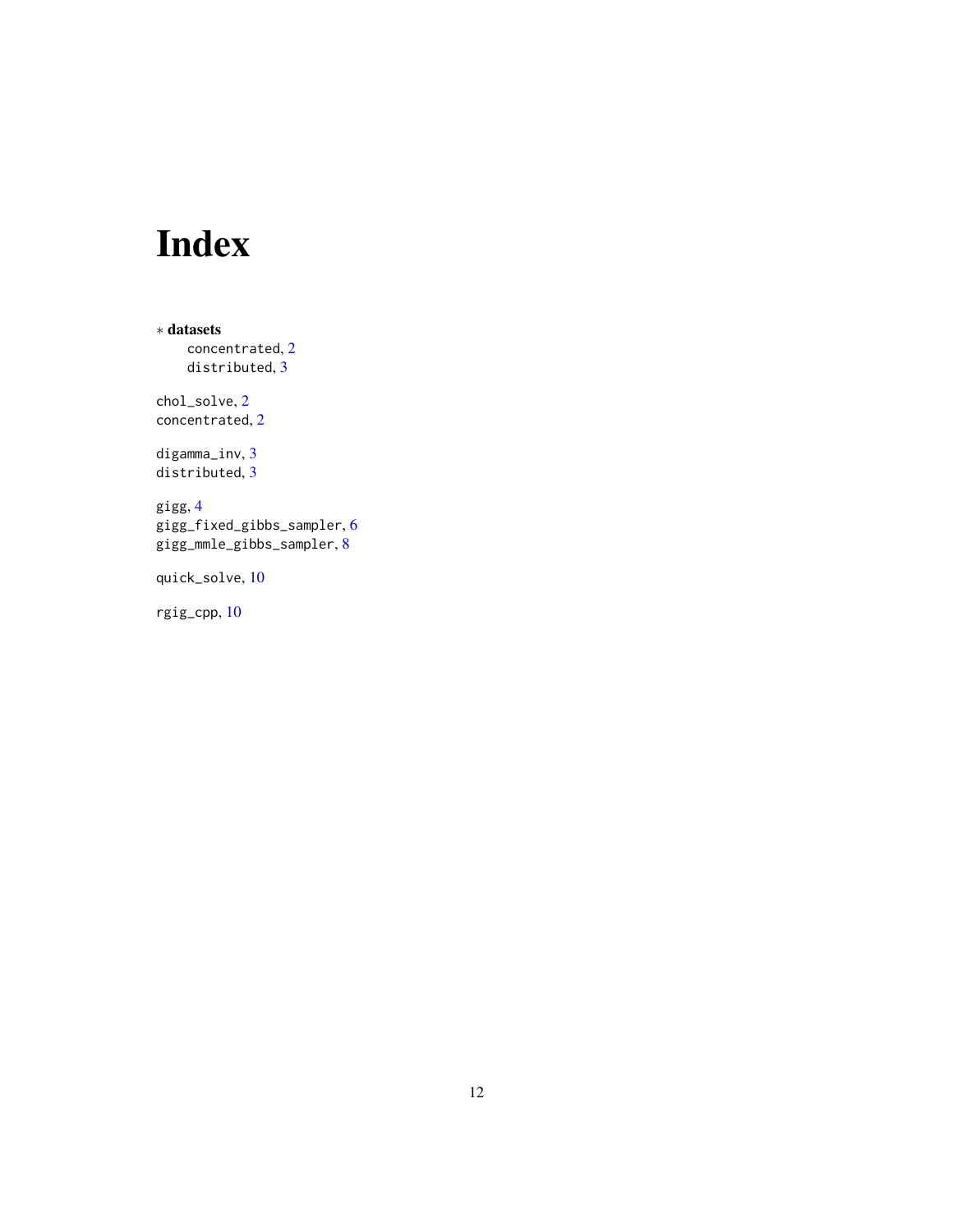# Index

\* **datasets**
    concentrated, 2
    distributed, 3

chol_solve, 2
concentrated, 2

digamma_inv, 3
distributed, 3

gigg, 4
gigg_fixed_gibbs_sampler, 6
gigg_mmle_gibbs_sampler, 8

quick_solve, 10

rgig_cpp, 10